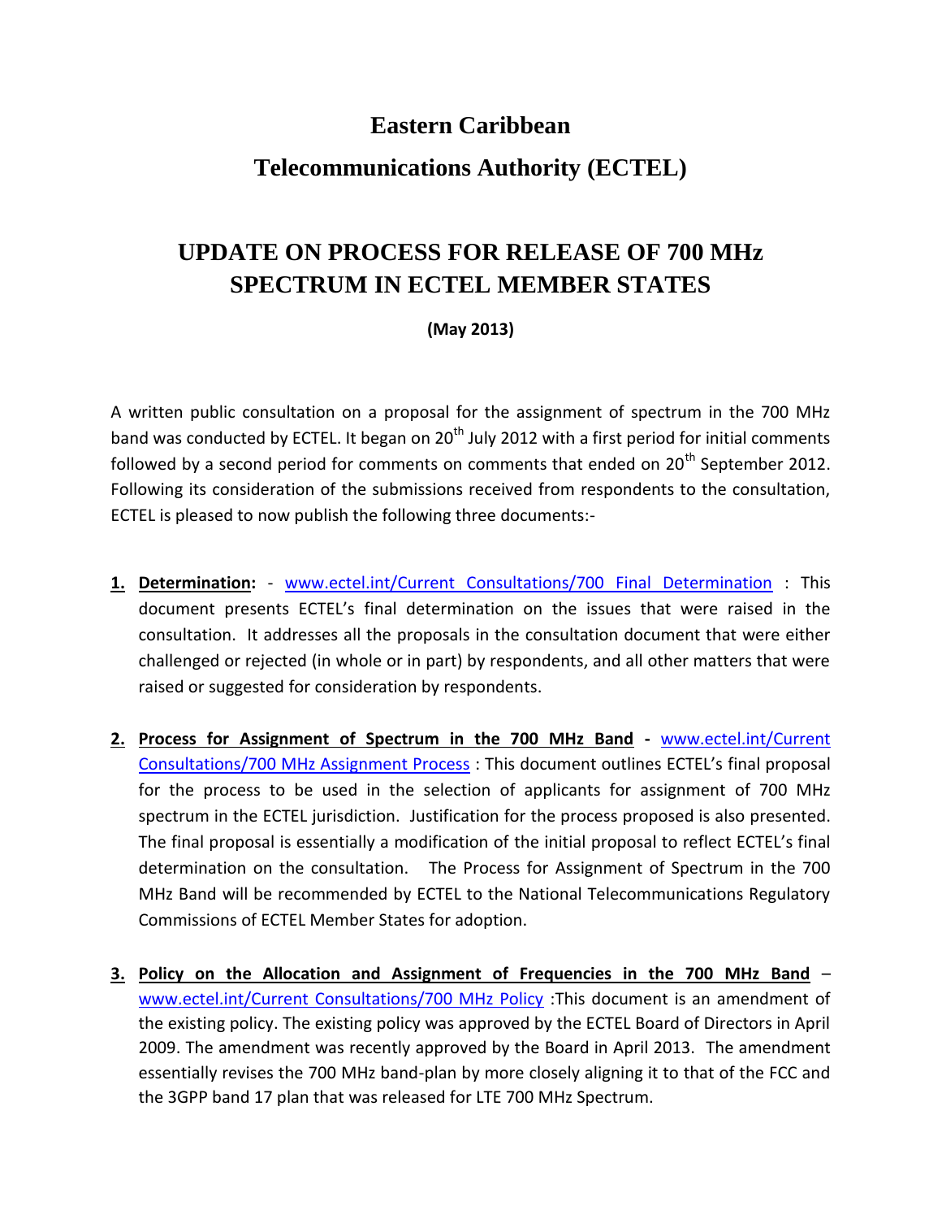# Eastern Caribbean

# Telecommunications Authority (ECTEL)

## UPDATE ON PROCESS FOR RELEASE OF 700 MHz SPECTRUM IN ECTEL MEMBER STATES

**(May 2013)**

A written public consultation on a proposal for the assignment of spectrum in the 700 MHz band was conducted by ECTEL. It began on 20th July 2012 with a first period for initial comments followed by a second period for comments on comments that ended on 20th September 2012. Following its consideration of the submissions received from respondents to the consultation, ECTEL is pleased to now publish the following three documents:-

1. **Determination:** - www.ectel.int/Current Consultations/700 Final Determination : This document presents ECTEL's final determination on the issues that were raised in the consultation. It addresses all the proposals in the consultation document that were either challenged or rejected (in whole or in part) by respondents, and all other matters that were raised or suggested for consideration by respondents.

2. **Process for Assignment of Spectrum in the 700 MHz Band -** www.ectel.int/Current Consultations/700 MHz Assignment Process : This document outlines ECTEL's final proposal for the process to be used in the selection of applicants for assignment of 700 MHz spectrum in the ECTEL jurisdiction. Justification for the process proposed is also presented. The final proposal is essentially a modification of the initial proposal to reflect ECTEL's final determination on the consultation. The Process for Assignment of Spectrum in the 700 MHz Band will be recommended by ECTEL to the National Telecommunications Regulatory Commissions of ECTEL Member States for adoption.

3. **Policy on the Allocation and Assignment of Frequencies in the 700 MHz Band** – www.ectel.int/Current Consultations/700 MHz Policy :This document is an amendment of the existing policy. The existing policy was approved by the ECTEL Board of Directors in April 2009. The amendment was recently approved by the Board in April 2013. The amendment essentially revises the 700 MHz band-plan by more closely aligning it to that of the FCC and the 3GPP band 17 plan that was released for LTE 700 MHz Spectrum.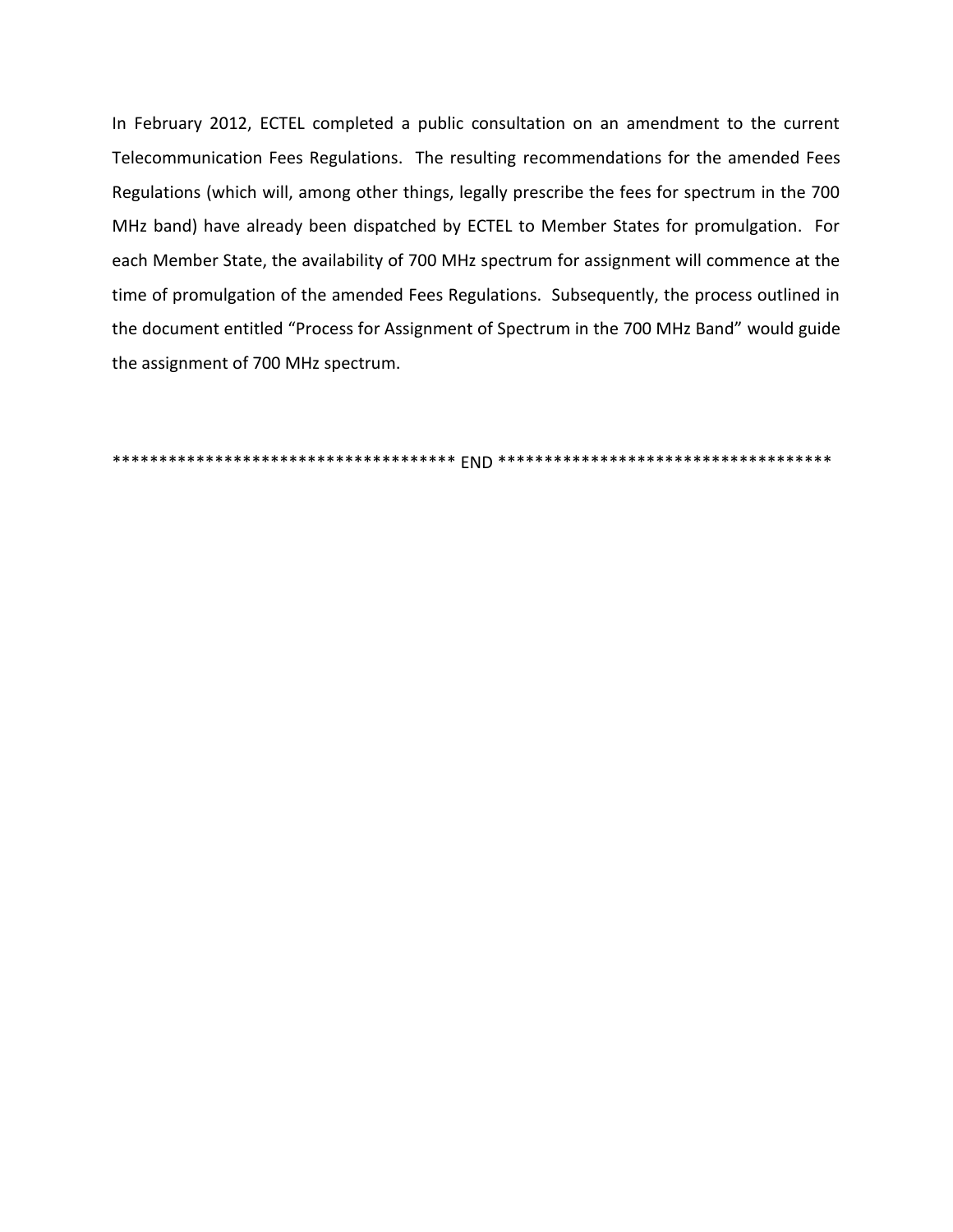In February 2012, ECTEL completed a public consultation on an amendment to the current Telecommunication Fees Regulations. The resulting recommendations for the amended Fees Regulations (which will, among other things, legally prescribe the fees for spectrum in the 700 MHz band) have already been dispatched by ECTEL to Member States for promulgation. For each Member State, the availability of 700 MHz spectrum for assignment will commence at the time of promulgation of the amended Fees Regulations. Subsequently, the process outlined in the document entitled "Process for Assignment of Spectrum in the 700 MHz Band" would guide the assignment of 700 MHz spectrum.

************************************** END *************************************